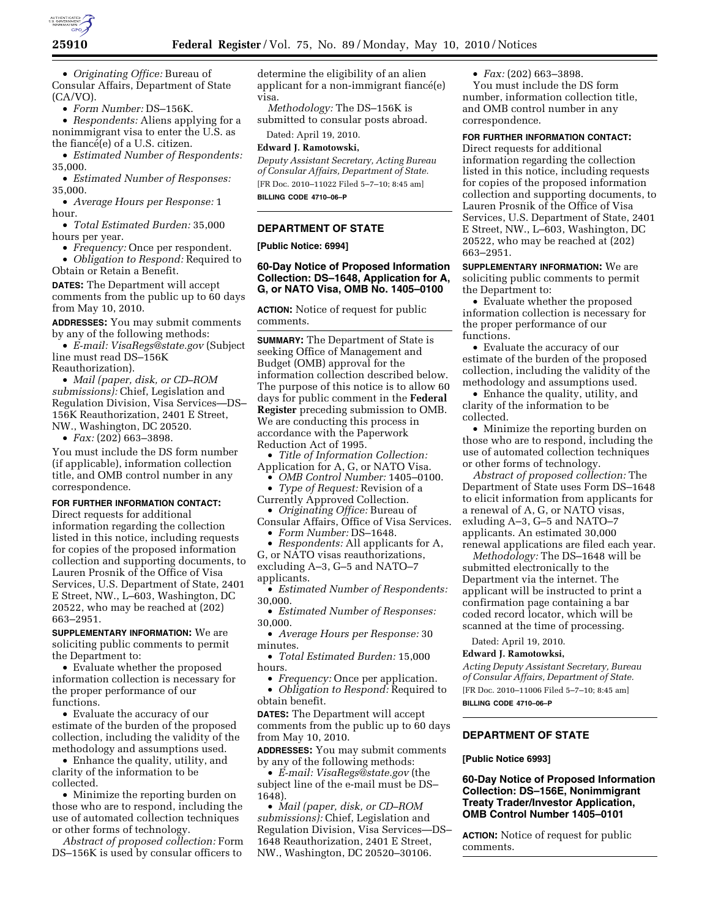- *Originating Office:* Bureau of Consular Affairs, Department of State (CA/VO).
- *Form Number:* DS–156K.
- *Respondents:* Aliens applying for a nonimmigrant visa to enter the U.S. as the fiancé(e) of a U.S. citizen.
- *Estimated Number of Respondents:* 35,000.
- *Estimated Number of Responses:* 35,000.
- *Average Hours per Response:* 1 hour.
- *Total Estimated Burden:* 35,000 hours per year.
- *Frequency:* Once per respondent.
- *Obligation to Respond:* Required to Obtain or Retain a Benefit.

**DATES:** The Department will accept comments from the public up to 60 days from May 10, 2010.

**ADDRESSES:** You may submit comments by any of the following methods:

- *E-mail: VisaRegs@state.gov* (Subject line must read DS–156K Reauthorization).
- *Mail (paper, disk, or CD–ROM submissions):* Chief, Legislation and Regulation Division, Visa Services—DS–156K Reauthorization, 2401 E Street, NW., Washington, DC 20520.
- *Fax:* (202) 663–3898.

You must include the DS form number (if applicable), information collection title, and OMB control number in any correspondence.

**FOR FURTHER INFORMATION CONTACT:** Direct requests for additional information regarding the collection listed in this notice, including requests for copies of the proposed information collection and supporting documents, to Lauren Prosnik of the Office of Visa Services, U.S. Department of State, 2401 E Street, NW., L–603, Washington, DC 20522, who may be reached at (202) 663–2951.

**SUPPLEMENTARY INFORMATION:** We are soliciting public comments to permit the Department to:

- Evaluate whether the proposed information collection is necessary for the proper performance of our functions.
- Evaluate the accuracy of our estimate of the burden of the proposed collection, including the validity of the methodology and assumptions used.
- Enhance the quality, utility, and clarity of the information to be collected.
- Minimize the reporting burden on those who are to respond, including the use of automated collection techniques or other forms of technology.

*Abstract of proposed collection:* Form DS–156K is used by consular officers to determine the eligibility of an alien applicant for a non-immigrant fiancé(e) visa.

*Methodology:* The DS–156K is submitted to consular posts abroad.

Dated: April 19, 2010.

**Edward J. Ramotowski,**

*Deputy Assistant Secretary, Acting Bureau of Consular Affairs, Department of State.*

[FR Doc. 2010–11022 Filed 5–7–10; 8:45 am]

**BILLING CODE 4710–06–P**

## DEPARTMENT OF STATE

**[Public Notice: 6994]**

### 60-Day Notice of Proposed Information Collection: DS–1648, Application for A, G, or NATO Visa, OMB No. 1405–0100

**ACTION:** Notice of request for public comments.

**SUMMARY:** The Department of State is seeking Office of Management and Budget (OMB) approval for the information collection described below. The purpose of this notice is to allow 60 days for public comment in the **Federal Register** preceding submission to OMB. We are conducting this process in accordance with the Paperwork Reduction Act of 1995.

- *Title of Information Collection:* Application for A, G, or NATO Visa.
- *OMB Control Number:* 1405–0100.
- *Type of Request:* Revision of a Currently Approved Collection.
- *Originating Office:* Bureau of Consular Affairs, Office of Visa Services.
- *Form Number:* DS–1648.
- *Respondents:* All applicants for A, G, or NATO visas reauthorizations, excluding A–3, G–5 and NATO–7 applicants.
- *Estimated Number of Respondents:* 30,000.
- *Estimated Number of Responses:* 30,000.
- *Average Hours per Response:* 30 minutes.
- *Total Estimated Burden:* 15,000 hours.
- *Frequency:* Once per application.
- *Obligation to Respond:* Required to obtain benefit.

**DATES:** The Department will accept comments from the public up to 60 days from May 10, 2010.

**ADDRESSES:** You may submit comments by any of the following methods:

- *E-mail: VisaRegs@state.gov* (the subject line of the e-mail must be DS–1648).
- *Mail (paper, disk, or CD–ROM submissions):* Chief, Legislation and Regulation Division, Visa Services—DS–1648 Reauthorization, 2401 E Street, NW., Washington, DC 20520–30106.
- *Fax:* (202) 663–3898.

You must include the DS form number, information collection title, and OMB control number in any correspondence.

**FOR FURTHER INFORMATION CONTACT:** Direct requests for additional information regarding the collection listed in this notice, including requests for copies of the proposed information collection and supporting documents, to Lauren Prosnik of the Office of Visa Services, U.S. Department of State, 2401 E Street, NW., L–603, Washington, DC 20522, who may be reached at (202) 663–2951.

**SUPPLEMENTARY INFORMATION:** We are soliciting public comments to permit the Department to:

- Evaluate whether the proposed information collection is necessary for the proper performance of our functions.
- Evaluate the accuracy of our estimate of the burden of the proposed collection, including the validity of the methodology and assumptions used.
- Enhance the quality, utility, and clarity of the information to be collected.
- Minimize the reporting burden on those who are to respond, including the use of automated collection techniques or other forms of technology.

*Abstract of proposed collection:* The Department of State uses Form DS–1648 to elicit information from applicants for a renewal of A, G, or NATO visas, exluding A–3, G–5 and NATO–7 applicants. An estimated 30,000 renewal applications are filed each year.

*Methodology:* The DS–1648 will be submitted electronically to the Department via the internet. The applicant will be instructed to print a confirmation page containing a bar coded record locator, which will be scanned at the time of processing.

Dated: April 19, 2010.

**Edward J. Ramotowksi,**

*Acting Deputy Assistant Secretary, Bureau of Consular Affairs, Department of State.*

[FR Doc. 2010–11006 Filed 5–7–10; 8:45 am]

**BILLING CODE 4710–06–P**

## DEPARTMENT OF STATE

**[Public Notice 6993]**

### 60-Day Notice of Proposed Information Collection: DS–156E, Nonimmigrant Treaty Trader/Investor Application, OMB Control Number 1405–0101

**ACTION:** Notice of request for public comments.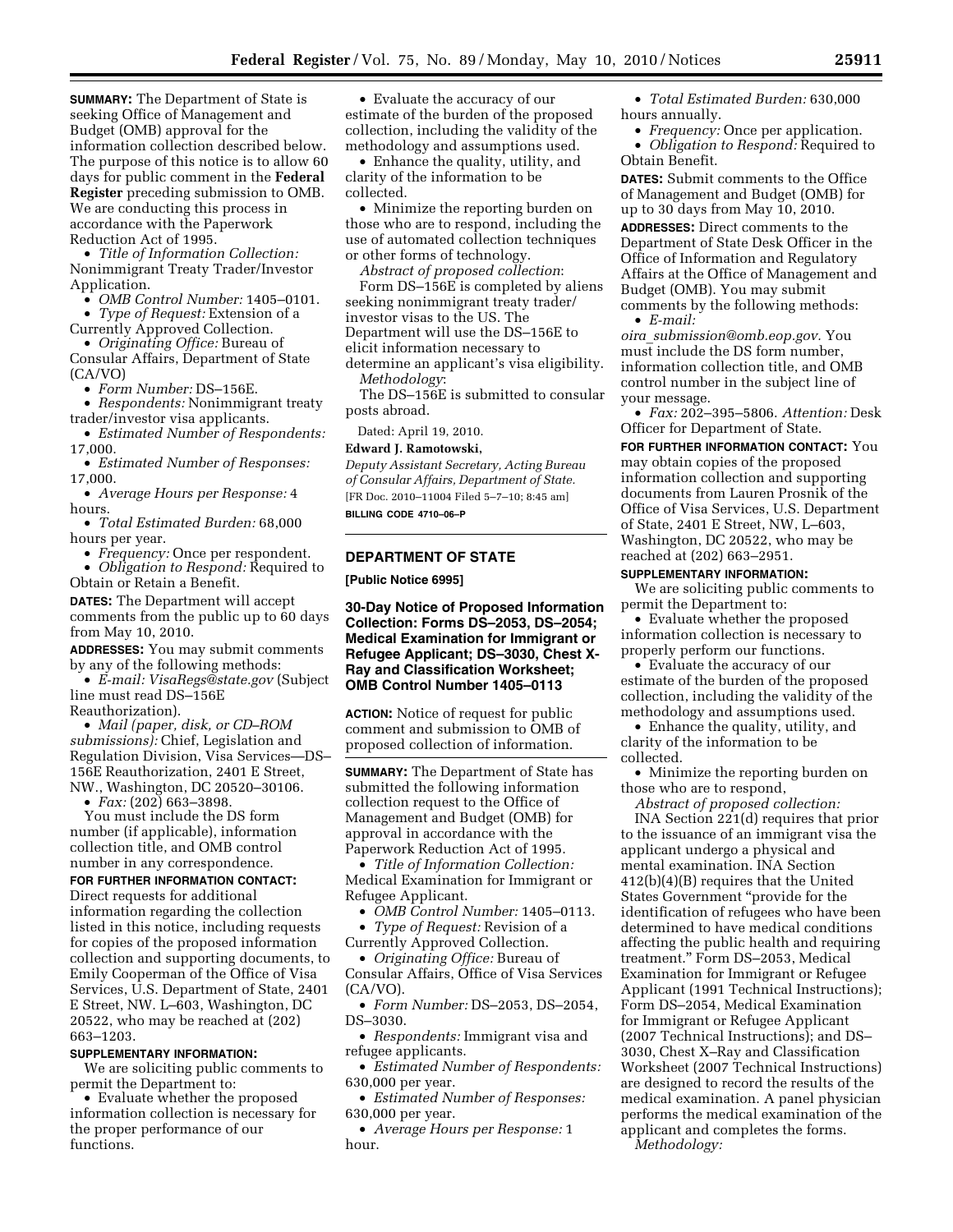**SUMMARY:** The Department of State is seeking Office of Management and Budget (OMB) approval for the information collection described below. The purpose of this notice is to allow 60 days for public comment in the **Federal Register** preceding submission to OMB. We are conducting this process in accordance with the Paperwork Reduction Act of 1995.

- *Title of Information Collection:* Nonimmigrant Treaty Trader/Investor Application.
- *OMB Control Number:* 1405–0101.
- *Type of Request:* Extension of a Currently Approved Collection.
- *Originating Office:* Bureau of Consular Affairs, Department of State (CA/VO)
- *Form Number:* DS–156E.
- *Respondents:* Nonimmigrant treaty trader/investor visa applicants.
- *Estimated Number of Respondents:* 17,000.
- *Estimated Number of Responses:* 17,000.
- *Average Hours per Response:* 4 hours.
- *Total Estimated Burden:* 68,000 hours per year.
- *Frequency:* Once per respondent.
- *Obligation to Respond:* Required to Obtain or Retain a Benefit.

**DATES:** The Department will accept comments from the public up to 60 days from May 10, 2010.

**ADDRESSES:** You may submit comments by any of the following methods:

- *E-mail: VisaRegs@state.gov* (Subject line must read DS–156E Reauthorization).
- *Mail (paper, disk, or CD–ROM submissions):* Chief, Legislation and Regulation Division, Visa Services—DS–156E Reauthorization, 2401 E Street, NW., Washington, DC 20520–30106.
- *Fax:* (202) 663–3898.

You must include the DS form number (if applicable), information collection title, and OMB control number in any correspondence.

**FOR FURTHER INFORMATION CONTACT:** Direct requests for additional information regarding the collection listed in this notice, including requests for copies of the proposed information collection and supporting documents, to Emily Cooperman of the Office of Visa Services, U.S. Department of State, 2401 E Street, NW. L–603, Washington, DC 20522, who may be reached at (202) 663–1203.

**SUPPLEMENTARY INFORMATION:**

We are soliciting public comments to permit the Department to:

- Evaluate whether the proposed information collection is necessary for the proper performance of our functions.
- Evaluate the accuracy of our estimate of the burden of the proposed collection, including the validity of the methodology and assumptions used.
- Enhance the quality, utility, and clarity of the information to be collected.
- Minimize the reporting burden on those who are to respond, including the use of automated collection techniques or other forms of technology.

*Abstract of proposed collection*:

Form DS–156E is completed by aliens seeking nonimmigrant treaty trader/investor visas to the US. The Department will use the DS–156E to elicit information necessary to determine an applicant's visa eligibility.

*Methodology*:

The DS–156E is submitted to consular posts abroad.

Dated: April 19, 2010.

**Edward J. Ramotowski,**

*Deputy Assistant Secretary, Acting Bureau of Consular Affairs, Department of State.*

[FR Doc. 2010–11004 Filed 5–7–10; 8:45 am]

**BILLING CODE 4710–06–P**

## DEPARTMENT OF STATE

**[Public Notice 6995]**

### 30-Day Notice of Proposed Information Collection: Forms DS–2053, DS–2054; Medical Examination for Immigrant or Refugee Applicant; DS–3030, Chest X-Ray and Classification Worksheet; OMB Control Number 1405–0113

**ACTION:** Notice of request for public comment and submission to OMB of proposed collection of information.

**SUMMARY:** The Department of State has submitted the following information collection request to the Office of Management and Budget (OMB) for approval in accordance with the Paperwork Reduction Act of 1995.

- *Title of Information Collection:* Medical Examination for Immigrant or Refugee Applicant.
- *OMB Control Number:* 1405–0113.
- *Type of Request:* Revision of a Currently Approved Collection.
- *Originating Office:* Bureau of Consular Affairs, Office of Visa Services (CA/VO).
- *Form Number:* DS–2053, DS–2054, DS–3030.
- *Respondents:* Immigrant visa and refugee applicants.
- *Estimated Number of Respondents:* 630,000 per year.
- *Estimated Number of Responses:* 630,000 per year.
- *Average Hours per Response:* 1 hour.
- *Total Estimated Burden:* 630,000 hours annually.
- *Frequency:* Once per application.
- *Obligation to Respond:* Required to Obtain Benefit.

**DATES:** Submit comments to the Office of Management and Budget (OMB) for up to 30 days from May 10, 2010.

**ADDRESSES:** Direct comments to the Department of State Desk Officer in the Office of Information and Regulatory Affairs at the Office of Management and Budget (OMB). You may submit comments by the following methods:

- *E-mail:* *oira_submission@omb.eop.gov.* You must include the DS form number, information collection title, and OMB control number in the subject line of your message.
- *Fax:* 202–395–5806. *Attention:* Desk Officer for Department of State.

**FOR FURTHER INFORMATION CONTACT:** You may obtain copies of the proposed information collection and supporting documents from Lauren Prosnik of the Office of Visa Services, U.S. Department of State, 2401 E Street, NW, L–603, Washington, DC 20522, who may be reached at (202) 663–2951.

**SUPPLEMENTARY INFORMATION:**

We are soliciting public comments to permit the Department to:

- Evaluate whether the proposed information collection is necessary to properly perform our functions.
- Evaluate the accuracy of our estimate of the burden of the proposed collection, including the validity of the methodology and assumptions used.
- Enhance the quality, utility, and clarity of the information to be collected.
- Minimize the reporting burden on those who are to respond,

*Abstract of proposed collection:*

INA Section 221(d) requires that prior to the issuance of an immigrant visa the applicant undergo a physical and mental examination. INA Section 412(b)(4)(B) requires that the United States Government "provide for the identification of refugees who have been determined to have medical conditions affecting the public health and requiring treatment." Form DS–2053, Medical Examination for Immigrant or Refugee Applicant (1991 Technical Instructions); Form DS–2054, Medical Examination for Immigrant or Refugee Applicant (2007 Technical Instructions); and DS–3030, Chest X–Ray and Classification Worksheet (2007 Technical Instructions) are designed to record the results of the medical examination. A panel physician performs the medical examination of the applicant and completes the forms.

*Methodology:*